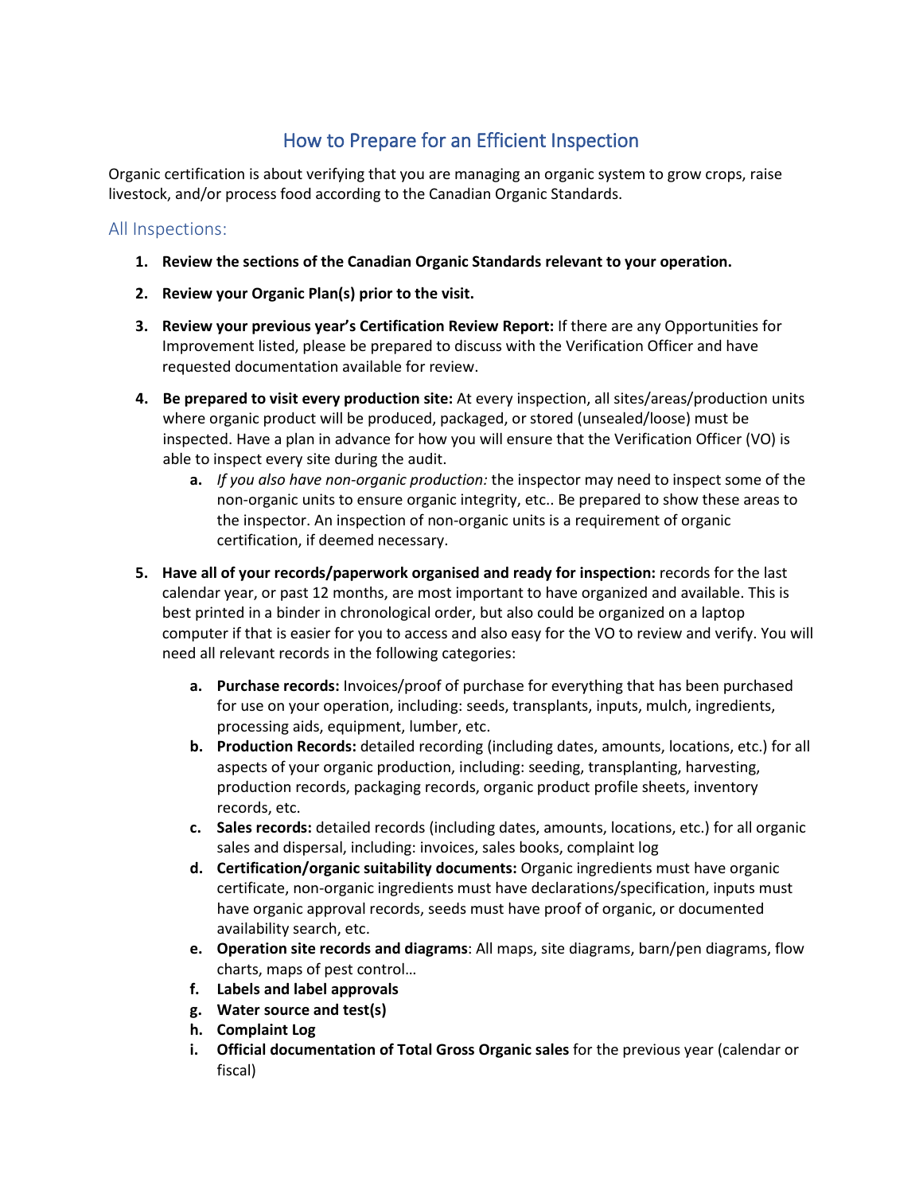# How to Prepare for an Efficient Inspection

Organic certification is about verifying that you are managing an organic system to grow crops, raise livestock, and/or process food according to the Canadian Organic Standards.

## All Inspections:

1. **Review the sections of the Canadian Organic Standards relevant to your operation.**
2. **Review your Organic Plan(s) prior to the visit.**
3. **Review your previous year's Certification Review Report:** If there are any Opportunities for Improvement listed, please be prepared to discuss with the Verification Officer and have requested documentation available for review.
4. **Be prepared to visit every production site:** At every inspection, all sites/areas/production units where organic product will be produced, packaged, or stored (unsealed/loose) must be inspected. Have a plan in advance for how you will ensure that the Verification Officer (VO) is able to inspect every site during the audit.
   a. *If you also have non-organic production:* the inspector may need to inspect some of the non-organic units to ensure organic integrity, etc.. Be prepared to show these areas to the inspector. An inspection of non-organic units is a requirement of organic certification, if deemed necessary.
5. **Have all of your records/paperwork organised and ready for inspection:** records for the last calendar year, or past 12 months, are most important to have organized and available. This is best printed in a binder in chronological order, but also could be organized on a laptop computer if that is easier for you to access and also easy for the VO to review and verify. You will need all relevant records in the following categories:
   a. **Purchase records:** Invoices/proof of purchase for everything that has been purchased for use on your operation, including: seeds, transplants, inputs, mulch, ingredients, processing aids, equipment, lumber, etc.
   b. **Production Records:** detailed recording (including dates, amounts, locations, etc.) for all aspects of your organic production, including: seeding, transplanting, harvesting, production records, packaging records, organic product profile sheets, inventory records, etc.
   c. **Sales records:** detailed records (including dates, amounts, locations, etc.) for all organic sales and dispersal, including: invoices, sales books, complaint log
   d. **Certification/organic suitability documents:** Organic ingredients must have organic certificate, non-organic ingredients must have declarations/specification, inputs must have organic approval records, seeds must have proof of organic, or documented availability search, etc.
   e. **Operation site records and diagrams**: All maps, site diagrams, barn/pen diagrams, flow charts, maps of pest control…
   f. **Labels and label approvals**
   g. **Water source and test(s)**
   h. **Complaint Log**
   i. **Official documentation of Total Gross Organic sales** for the previous year (calendar or fiscal)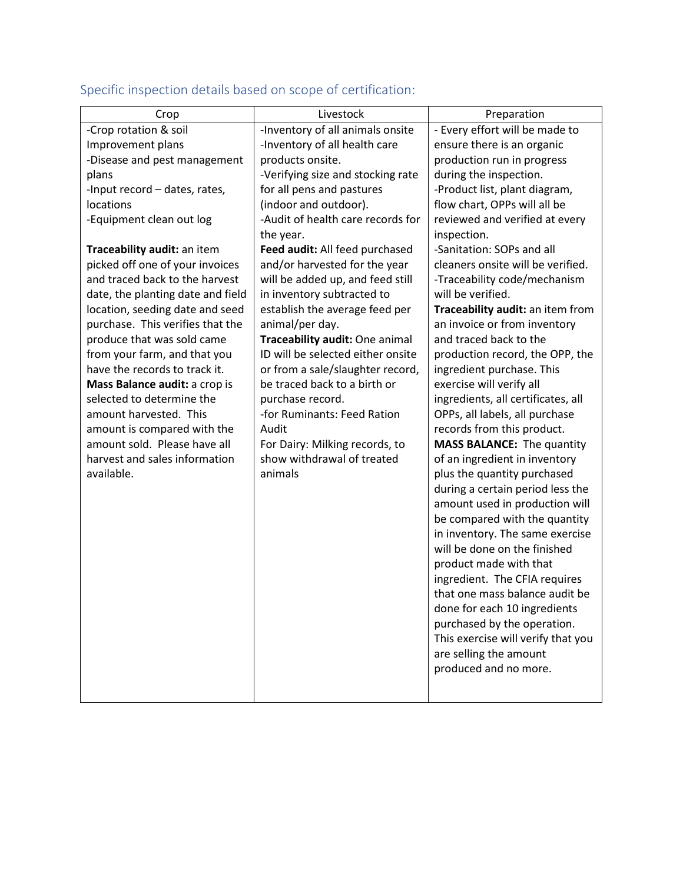## Specific inspection details based on scope of certification:

| Crop | Livestock | Preparation |
|---|---|---|
| -Crop rotation & soil Improvement plans<br>-Disease and pest management plans<br>-Input record – dates, rates, locations<br>-Equipment clean out log<br><br>**Traceability audit:** an item picked off one of your invoices and traced back to the harvest date, the planting date and field location, seeding date and seed purchase. This verifies that the produce that was sold came from your farm, and that you have the records to track it.<br>**Mass Balance audit:** a crop is selected to determine the amount harvested. This amount is compared with the amount sold. Please have all harvest and sales information available. | -Inventory of all animals onsite<br>-Inventory of all health care products onsite.<br>-Verifying size and stocking rate for all pens and pastures (indoor and outdoor).<br>-Audit of health care records for the year.<br>**Feed audit:** All feed purchased and/or harvested for the year will be added up, and feed still in inventory subtracted to establish the average feed per animal/per day.<br>**Traceability audit:** One animal ID will be selected either onsite or from a sale/slaughter record, be traced back to a birth or purchase record.<br>-for Ruminants: Feed Ration Audit<br>For Dairy: Milking records, to show withdrawal of treated animals | - Every effort will be made to ensure there is an organic production run in progress during the inspection.<br>-Product list, plant diagram, flow chart, OPPs will all be reviewed and verified at every inspection.<br>-Sanitation: SOPs and all cleaners onsite will be verified.<br>-Traceability code/mechanism will be verified.<br>**Traceability audit:** an item from an invoice or from inventory and traced back to the production record, the OPP, the ingredient purchase. This exercise will verify all ingredients, all certificates, all OPPs, all labels, all purchase records from this product.<br>**MASS BALANCE:** The quantity of an ingredient in inventory plus the quantity purchased during a certain period less the amount used in production will be compared with the quantity in inventory. The same exercise will be done on the finished product made with that ingredient. The CFIA requires that one mass balance audit be done for each 10 ingredients purchased by the operation. This exercise will verify that you are selling the amount produced and no more. |